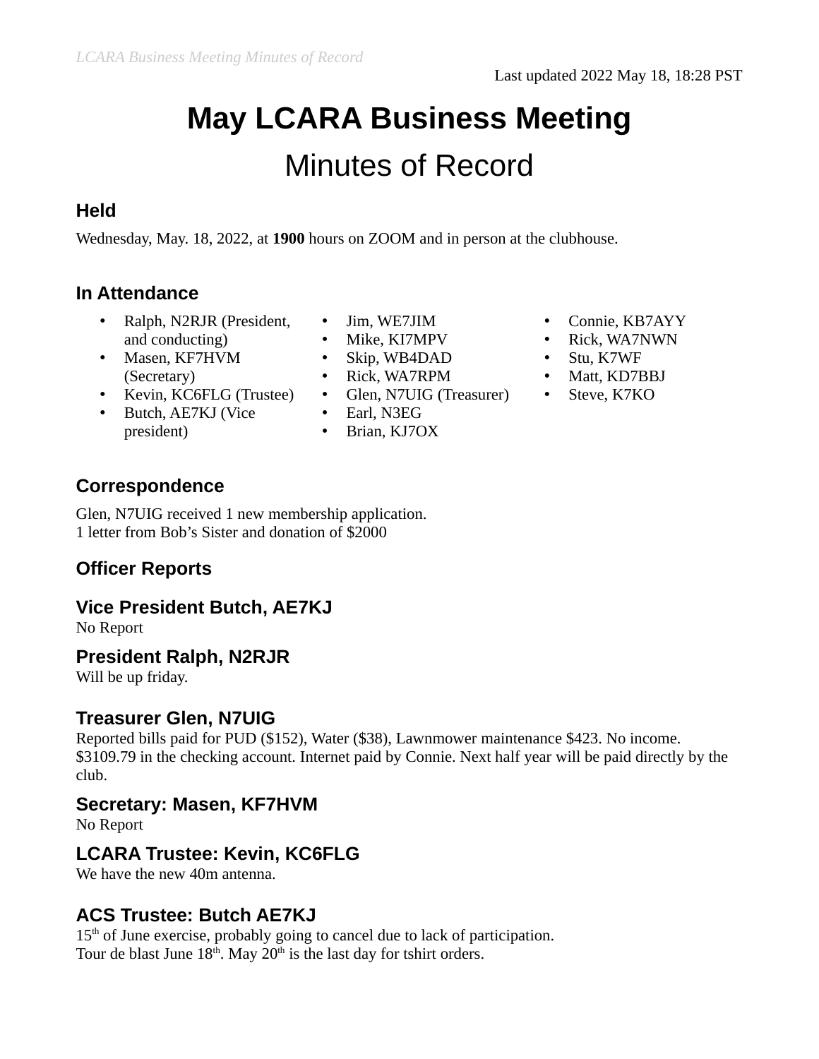Last updated 2022 May 18, 18:28 PST

# May LCARA Business Meeting

## Minutes of Record

### Held

Wednesday, May. 18, 2022, at **1900** hours on ZOOM and in person at the clubhouse.

### In Attendance

- Ralph, N2RJR (President, and conducting)
- Masen, KF7HVM (Secretary)
- Kevin, KC6FLG (Trustee)
- Butch, AE7KJ (Vice president)
- Jim, WE7JIM
- Mike, KI7MPV
- Skip, WB4DAD
- Rick, WA7RPM
- Glen, N7UIG (Treasurer)
- Earl, N3EG
- Brian, KJ7OX
- Connie, KB7AYY
- Rick, WA7NWN
- Stu, K7WF
- Matt, KD7BBJ
- Steve, K7KO

### Correspondence

Glen, N7UIG received 1 new membership application.
1 letter from Bob's Sister and donation of $2000

### Officer Reports

### Vice President Butch, AE7KJ

No Report

### President Ralph, N2RJR

Will be up friday.

### Treasurer Glen, N7UIG

Reported bills paid for PUD ($152), Water ($38), Lawnmower maintenance $423. No income. $3109.79 in the checking account. Internet paid by Connie. Next half year will be paid directly by the club.

### Secretary: Masen, KF7HVM

No Report

### LCARA Trustee: Kevin, KC6FLG

We have the new 40m antenna.

### ACS Trustee: Butch AE7KJ

15th of June exercise, probably going to cancel due to lack of participation.
Tour de blast June 18th. May 20th is the last day for tshirt orders.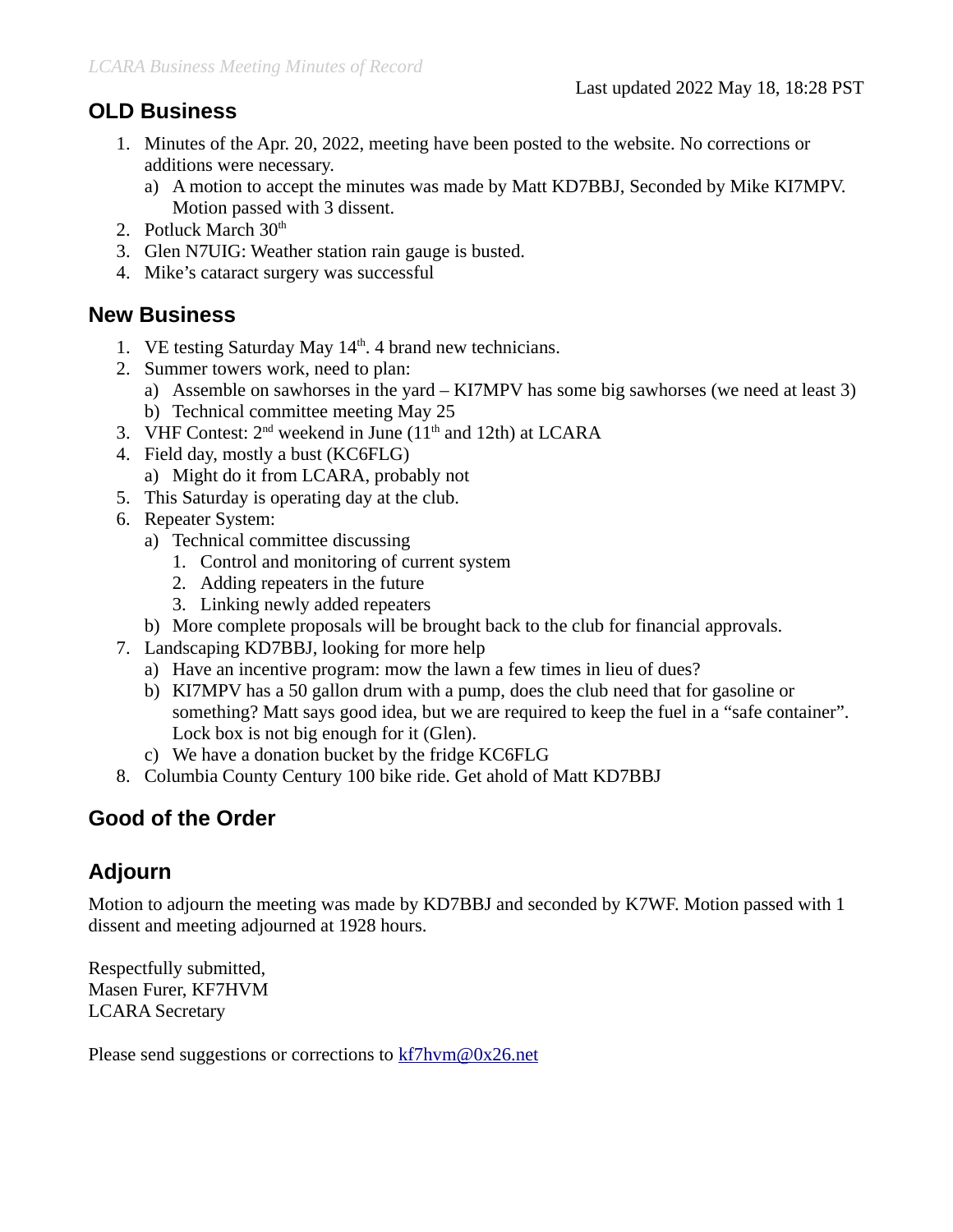Last updated 2022 May 18, 18:28 PST

## OLD Business

1. Minutes of the Apr. 20, 2022, meeting have been posted to the website. No corrections or additions were necessary.
   a) A motion to accept the minutes was made by Matt KD7BBJ, Seconded by Mike KI7MPV. Motion passed with 3 dissent.
2. Potluck March 30th
3. Glen N7UIG: Weather station rain gauge is busted.
4. Mike's cataract surgery was successful

## New Business

1. VE testing Saturday May 14th. 4 brand new technicians.
2. Summer towers work, need to plan:
   a) Assemble on sawhorses in the yard – KI7MPV has some big sawhorses (we need at least 3)
   b) Technical committee meeting May 25
3. VHF Contest: 2nd weekend in June (11th and 12th) at LCARA
4. Field day, mostly a bust (KC6FLG)
   a) Might do it from LCARA, probably not
5. This Saturday is operating day at the club.
6. Repeater System:
   a) Technical committee discussing
      1. Control and monitoring of current system
      2. Adding repeaters in the future
      3. Linking newly added repeaters
   b) More complete proposals will be brought back to the club for financial approvals.
7. Landscaping KD7BBJ, looking for more help
   a) Have an incentive program: mow the lawn a few times in lieu of dues?
   b) KI7MPV has a 50 gallon drum with a pump, does the club need that for gasoline or something? Matt says good idea, but we are required to keep the fuel in a "safe container". Lock box is not big enough for it (Glen).
   c) We have a donation bucket by the fridge KC6FLG
8. Columbia County Century 100 bike ride. Get ahold of Matt KD7BBJ

## Good of the Order

## Adjourn

Motion to adjourn the meeting was made by KD7BBJ and seconded by K7WF. Motion passed with 1 dissent and meeting adjourned at 1928 hours.

Respectfully submitted,
Masen Furer, KF7HVM
LCARA Secretary

Please send suggestions or corrections to kf7hvm@0x26.net